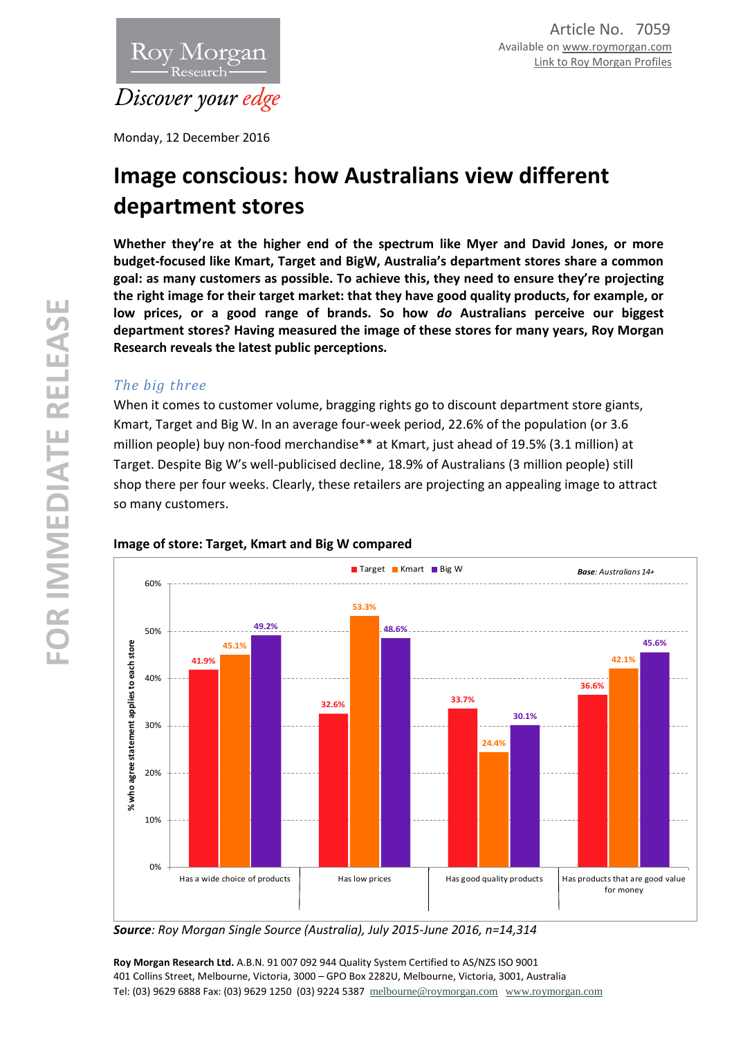Article No. 7059
Available on www.roymorgan.com
Link to Roy Morgan Profiles

Monday, 12 December 2016

# Image conscious: how Australians view different department stores

**Whether they're at the higher end of the spectrum like Myer and David Jones, or more budget-focused like Kmart, Target and BigW, Australia's department stores share a common goal: as many customers as possible. To achieve this, they need to ensure they're projecting the right image for their target market: that they have good quality products, for example, or low prices, or a good range of brands. So how *do* Australians perceive our biggest department stores? Having measured the image of these stores for many years, Roy Morgan Research reveals the latest public perceptions.**

### *The big three*

When it comes to customer volume, bragging rights go to discount department store giants, Kmart, Target and Big W. In an average four-week period, 22.6% of the population (or 3.6 million people) buy non-food merchandise** at Kmart, just ahead of 19.5% (3.1 million) at Target. Despite Big W's well-publicised decline, 18.9% of Australians (3 million people) still shop there per four weeks. Clearly, these retailers are projecting an appealing image to attract so many customers.

**Image of store: Target, Kmart and Big W compared**

*Base: Australians 14+*

% who agree statement applies to each store

| | Target | Kmart | Big W |
|---|---|---|---|
| Has a wide choice of products | 41.9% | 45.1% | 49.2% |
| Has low prices | 32.6% | 53.3% | 48.6% |
| Has good quality products | 33.7% | 24.4% | 30.1% |
| Has products that are good value for money | 36.6% | 42.1% | 45.6% |

***Source**: Roy Morgan Single Source (Australia), July 2015-June 2016, n=14,314*

**Roy Morgan Research Ltd.** A.B.N. 91 007 092 944 Quality System Certified to AS/NZS ISO 9001
401 Collins Street, Melbourne, Victoria, 3000 – GPO Box 2282U, Melbourne, Victoria, 3001, Australia
Tel: (03) 9629 6888 Fax: (03) 9629 1250 (03) 9224 5387 melbourne@roymorgan.com www.roymorgan.com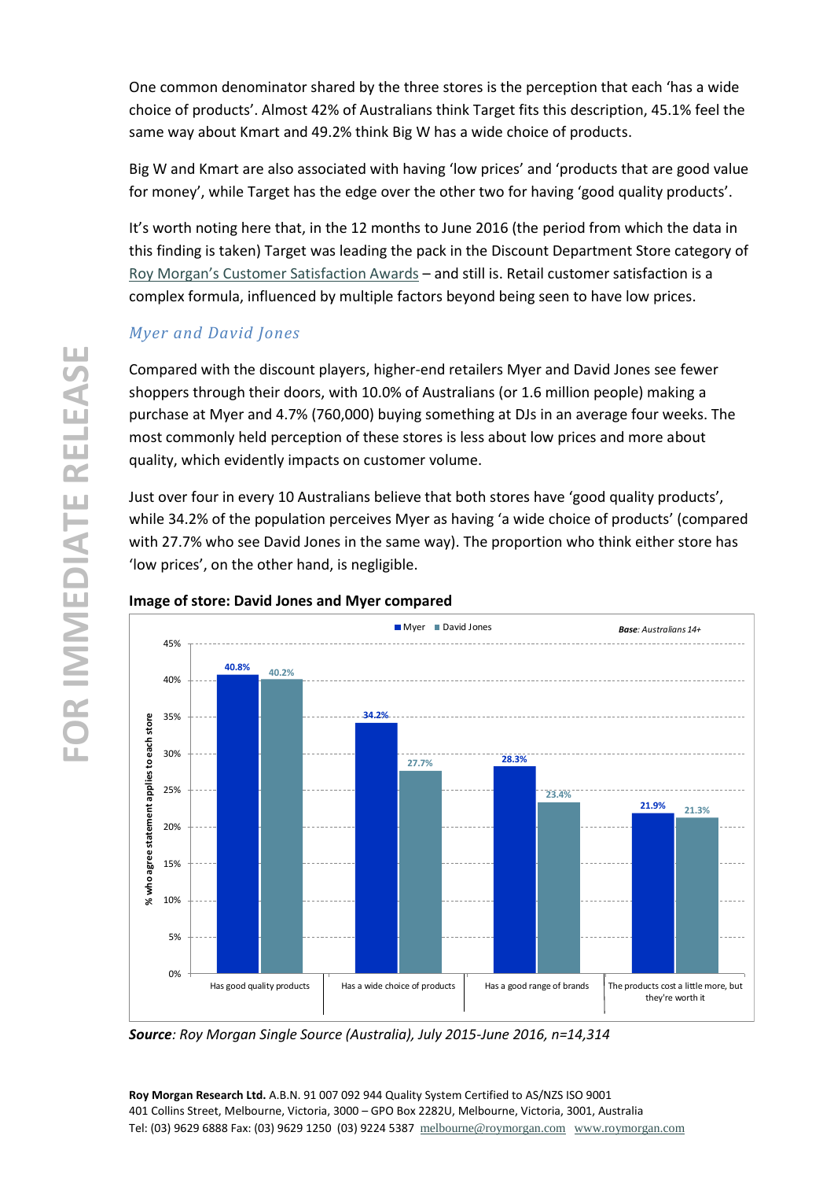One common denominator shared by the three stores is the perception that each 'has a wide choice of products'. Almost 42% of Australians think Target fits this description, 45.1% feel the same way about Kmart and 49.2% think Big W has a wide choice of products.

Big W and Kmart are also associated with having 'low prices' and 'products that are good value for money', while Target has the edge over the other two for having 'good quality products'.

It's worth noting here that, in the 12 months to June 2016 (the period from which the data in this finding is taken) Target was leading the pack in the Discount Department Store category of Roy Morgan's Customer Satisfaction Awards – and still is. Retail customer satisfaction is a complex formula, influenced by multiple factors beyond being seen to have low prices.

### *Myer and David Jones*

Compared with the discount players, higher-end retailers Myer and David Jones see fewer shoppers through their doors, with 10.0% of Australians (or 1.6 million people) making a purchase at Myer and 4.7% (760,000) buying something at DJs in an average four weeks. The most commonly held perception of these stores is less about low prices and more about quality, which evidently impacts on customer volume.

Just over four in every 10 Australians believe that both stores have 'good quality products', while 34.2% of the population perceives Myer as having 'a wide choice of products' (compared with 27.7% who see David Jones in the same way). The proportion who think either store has 'low prices', on the other hand, is negligible.

**Image of store: David Jones and Myer compared**

*Base: Australians 14+*

| % who agree statement applies to each store | Myer | David Jones |
|---|---|---|
| Has good quality products | 40.8% | 40.2% |
| Has a wide choice of products | 34.2% | 27.7% |
| Has a good range of brands | 28.3% | 23.4% |
| The products cost a little more, but they're worth it | 21.9% | 21.3% |

***Source**: Roy Morgan Single Source (Australia), July 2015-June 2016, n=14,314*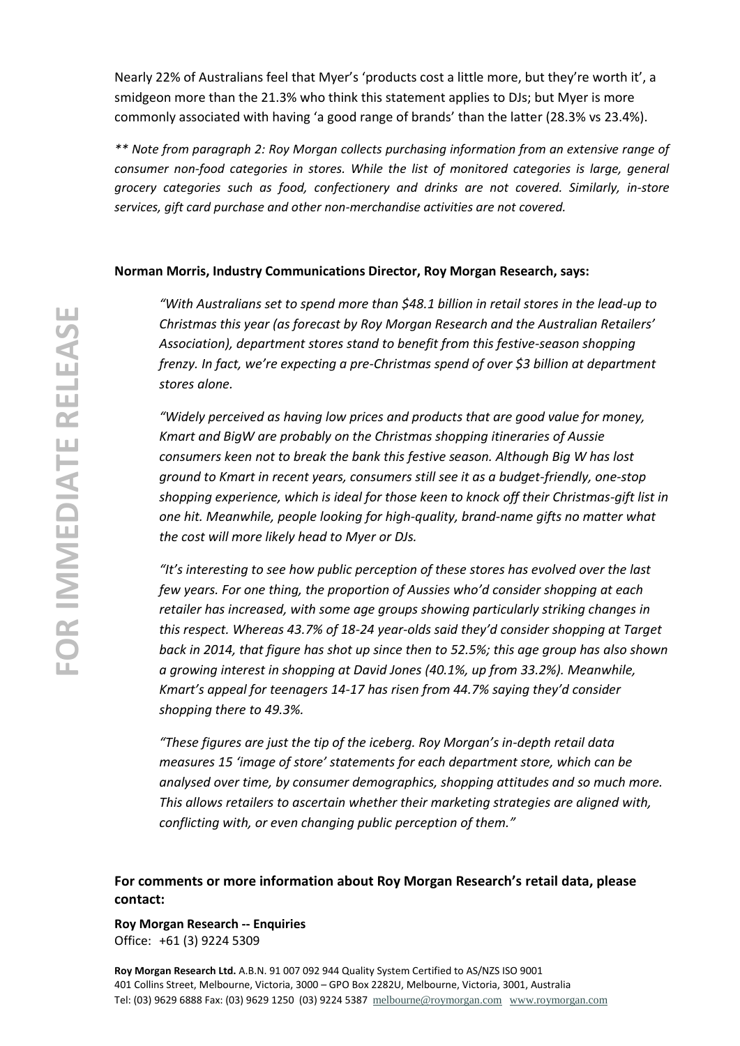Nearly 22% of Australians feel that Myer's 'products cost a little more, but they're worth it', a smidgeon more than the 21.3% who think this statement applies to DJs; but Myer is more commonly associated with having 'a good range of brands' than the latter (28.3% vs 23.4%).

*** Note from paragraph 2: Roy Morgan collects purchasing information from an extensive range of consumer non-food categories in stores. While the list of monitored categories is large, general grocery categories such as food, confectionery and drinks are not covered. Similarly, in-store services, gift card purchase and other non-merchandise activities are not covered.*

**Norman Morris, Industry Communications Director, Roy Morgan Research, says:**

*"With Australians set to spend more than $48.1 billion in retail stores in the lead-up to Christmas this year (as forecast by Roy Morgan Research and the Australian Retailers' Association), department stores stand to benefit from this festive-season shopping frenzy. In fact, we're expecting a pre-Christmas spend of over $3 billion at department stores alone.*

*"Widely perceived as having low prices and products that are good value for money, Kmart and BigW are probably on the Christmas shopping itineraries of Aussie consumers keen not to break the bank this festive season. Although Big W has lost ground to Kmart in recent years, consumers still see it as a budget-friendly, one-stop shopping experience, which is ideal for those keen to knock off their Christmas-gift list in one hit. Meanwhile, people looking for high-quality, brand-name gifts no matter what the cost will more likely head to Myer or DJs.*

*"It's interesting to see how public perception of these stores has evolved over the last few years. For one thing, the proportion of Aussies who'd consider shopping at each retailer has increased, with some age groups showing particularly striking changes in this respect. Whereas 43.7% of 18-24 year-olds said they'd consider shopping at Target back in 2014, that figure has shot up since then to 52.5%; this age group has also shown a growing interest in shopping at David Jones (40.1%, up from 33.2%). Meanwhile, Kmart's appeal for teenagers 14-17 has risen from 44.7% saying they'd consider shopping there to 49.3%.*

*"These figures are just the tip of the iceberg. Roy Morgan's in-depth retail data measures 15 'image of store' statements for each department store, which can be analysed over time, by consumer demographics, shopping attitudes and so much more. This allows retailers to ascertain whether their marketing strategies are aligned with, conflicting with, or even changing public perception of them."*

**For comments or more information about Roy Morgan Research's retail data, please contact:**

**Roy Morgan Research -- Enquiries**
Office: +61 (3) 9224 5309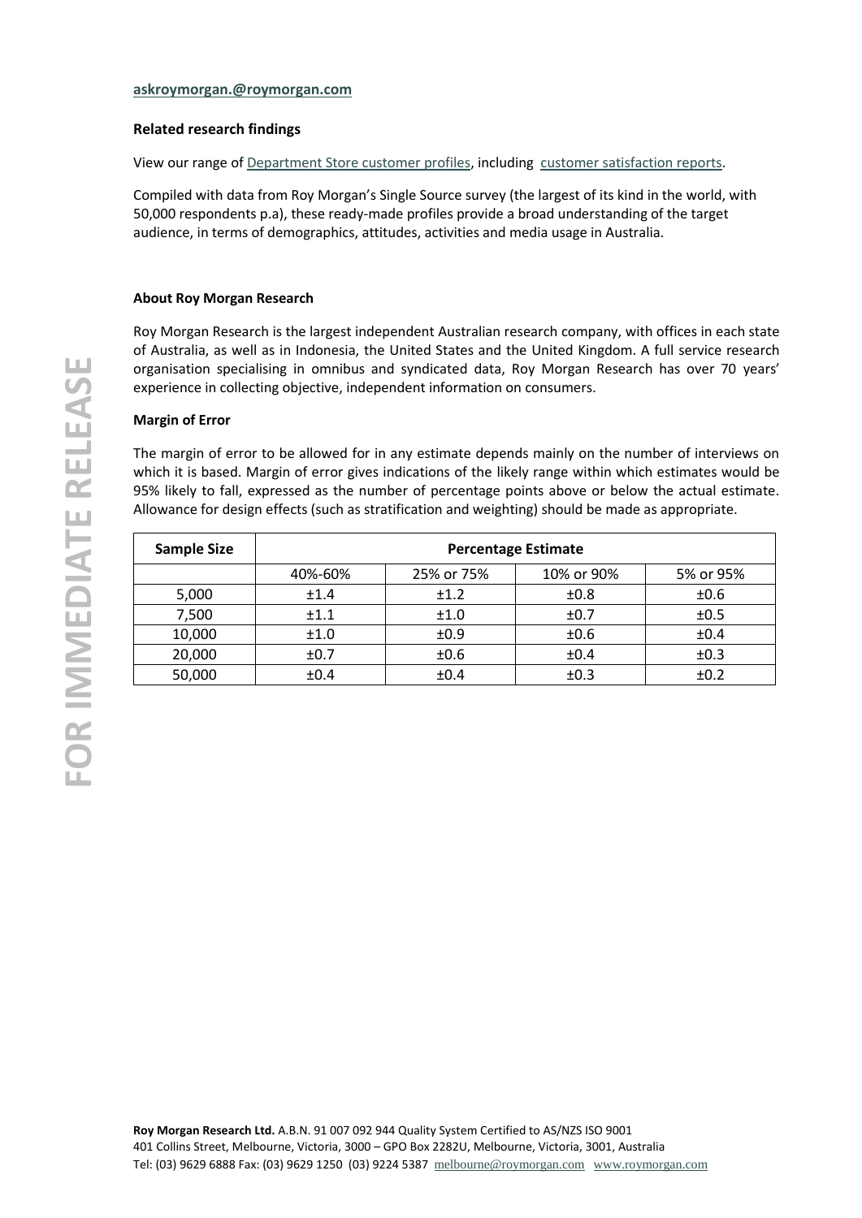askroymorgan.@roymorgan.com

**Related research findings**

View our range of Department Store customer profiles, including customer satisfaction reports.

Compiled with data from Roy Morgan's Single Source survey (the largest of its kind in the world, with 50,000 respondents p.a), these ready-made profiles provide a broad understanding of the target audience, in terms of demographics, attitudes, activities and media usage in Australia.

**About Roy Morgan Research**

Roy Morgan Research is the largest independent Australian research company, with offices in each state of Australia, as well as in Indonesia, the United States and the United Kingdom. A full service research organisation specialising in omnibus and syndicated data, Roy Morgan Research has over 70 years' experience in collecting objective, independent information on consumers.

**Margin of Error**

The margin of error to be allowed for in any estimate depends mainly on the number of interviews on which it is based. Margin of error gives indications of the likely range within which estimates would be 95% likely to fall, expressed as the number of percentage points above or below the actual estimate. Allowance for design effects (such as stratification and weighting) should be made as appropriate.

| Sample Size | Percentage Estimate | | | |
|---|---|---|---|---|
| | 40%-60% | 25% or 75% | 10% or 90% | 5% or 95% |
| 5,000 | ±1.4 | ±1.2 | ±0.8 | ±0.6 |
| 7,500 | ±1.1 | ±1.0 | ±0.7 | ±0.5 |
| 10,000 | ±1.0 | ±0.9 | ±0.6 | ±0.4 |
| 20,000 | ±0.7 | ±0.6 | ±0.4 | ±0.3 |
| 50,000 | ±0.4 | ±0.4 | ±0.3 | ±0.2 |

**Roy Morgan Research Ltd.** A.B.N. 91 007 092 944 Quality System Certified to AS/NZS ISO 9001
401 Collins Street, Melbourne, Victoria, 3000 – GPO Box 2282U, Melbourne, Victoria, 3001, Australia
Tel: (03) 9629 6888 Fax: (03) 9629 1250 (03) 9224 5387 melbourne@roymorgan.com www.roymorgan.com